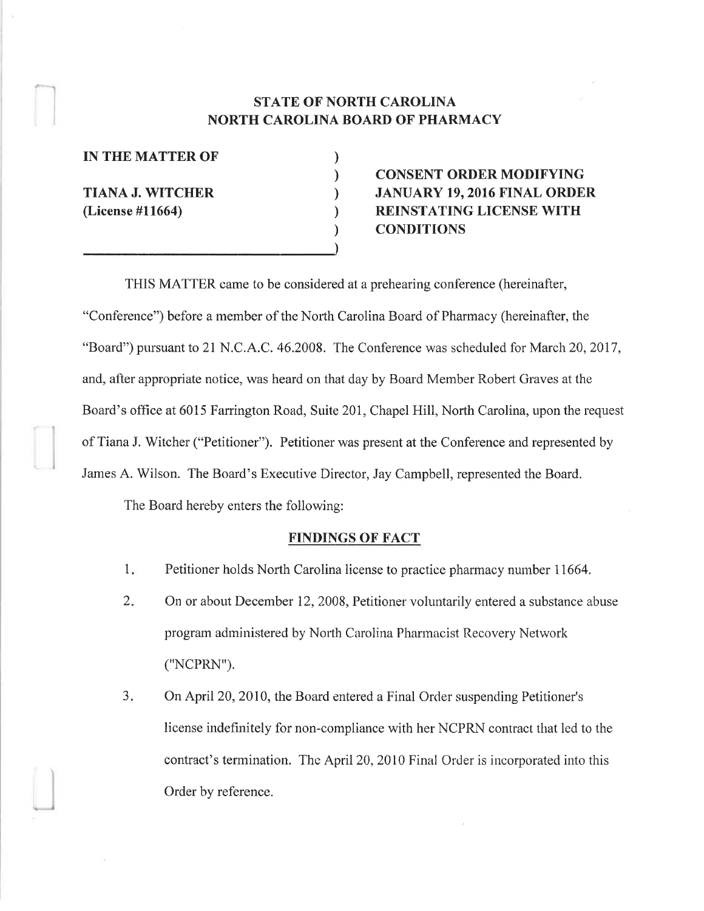**STATE OF NORTH CAROLINA**
**NORTH CAROLINA BOARD OF PHARMACY**

**IN THE MATTER OF**

**TIANA J. WITCHER**
**(License #11664)**

**CONSENT ORDER MODIFYING JANUARY 19, 2016 FINAL ORDER REINSTATING LICENSE WITH CONDITIONS**

THIS MATTER came to be considered at a prehearing conference (hereinafter, "Conference") before a member of the North Carolina Board of Pharmacy (hereinafter, the "Board") pursuant to 21 N.C.A.C. 46.2008. The Conference was scheduled for March 20, 2017, and, after appropriate notice, was heard on that day by Board Member Robert Graves at the Board's office at 6015 Farrington Road, Suite 201, Chapel Hill, North Carolina, upon the request of Tiana J. Witcher ("Petitioner"). Petitioner was present at the Conference and represented by James A. Wilson. The Board's Executive Director, Jay Campbell, represented the Board.

The Board hereby enters the following:

## FINDINGS OF FACT

1. Petitioner holds North Carolina license to practice pharmacy number 11664.
2. On or about December 12, 2008, Petitioner voluntarily entered a substance abuse program administered by North Carolina Pharmacist Recovery Network ("NCPRN").
3. On April 20, 2010, the Board entered a Final Order suspending Petitioner's license indefinitely for non-compliance with her NCPRN contract that led to the contract's termination. The April 20, 2010 Final Order is incorporated into this Order by reference.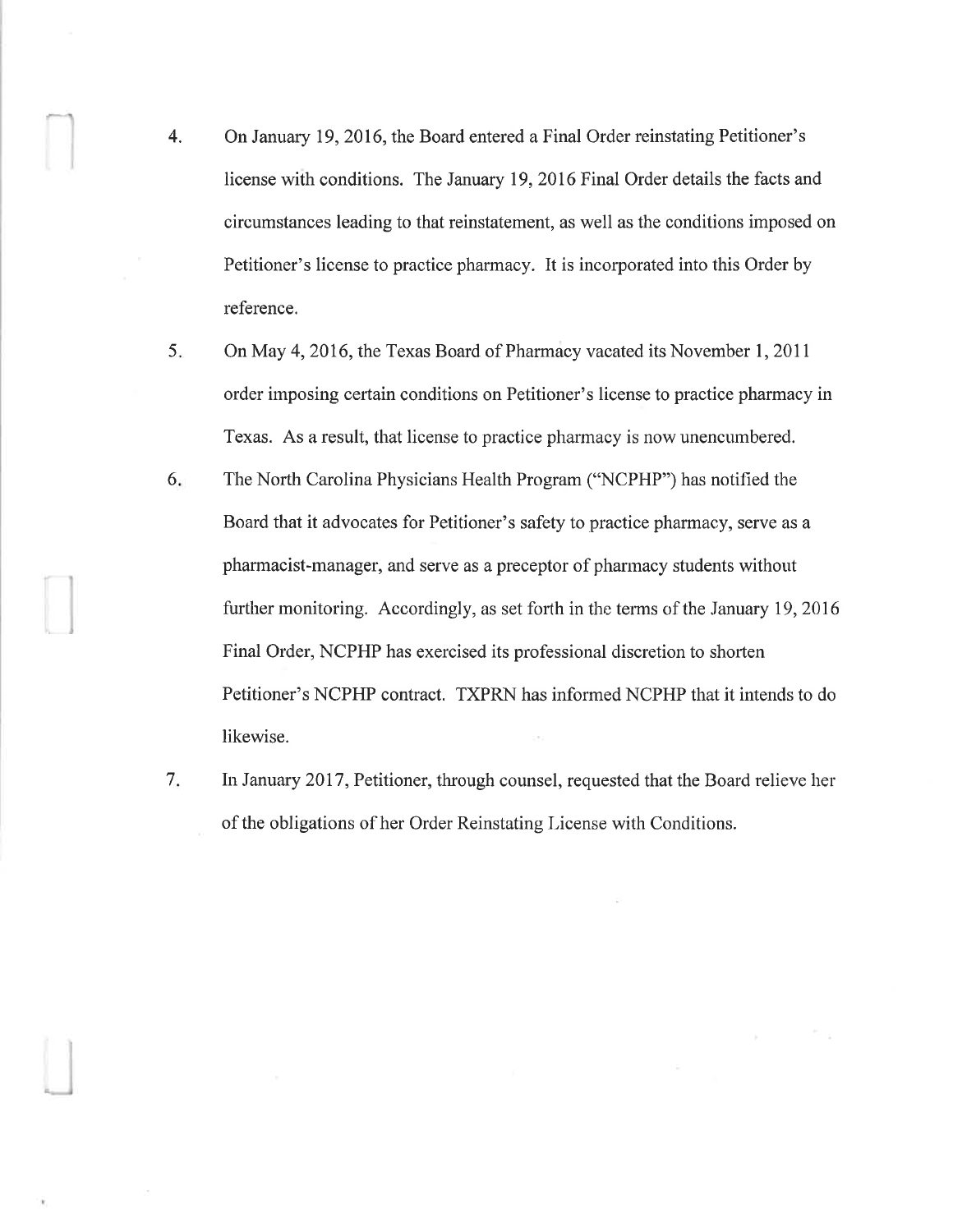4. On January 19, 2016, the Board entered a Final Order reinstating Petitioner's license with conditions. The January 19, 2016 Final Order details the facts and circumstances leading to that reinstatement, as well as the conditions imposed on Petitioner's license to practice pharmacy. It is incorporated into this Order by reference.

5. On May 4, 2016, the Texas Board of Pharmacy vacated its November 1, 2011 order imposing certain conditions on Petitioner's license to practice pharmacy in Texas. As a result, that license to practice pharmacy is now unencumbered.

6. The North Carolina Physicians Health Program ("NCPHP") has notified the Board that it advocates for Petitioner's safety to practice pharmacy, serve as a pharmacist-manager, and serve as a preceptor of pharmacy students without further monitoring. Accordingly, as set forth in the terms of the January 19, 2016 Final Order, NCPHP has exercised its professional discretion to shorten Petitioner's NCPHP contract. TXPRN has informed NCPHP that it intends to do likewise.

7. In January 2017, Petitioner, through counsel, requested that the Board relieve her of the obligations of her Order Reinstating License with Conditions.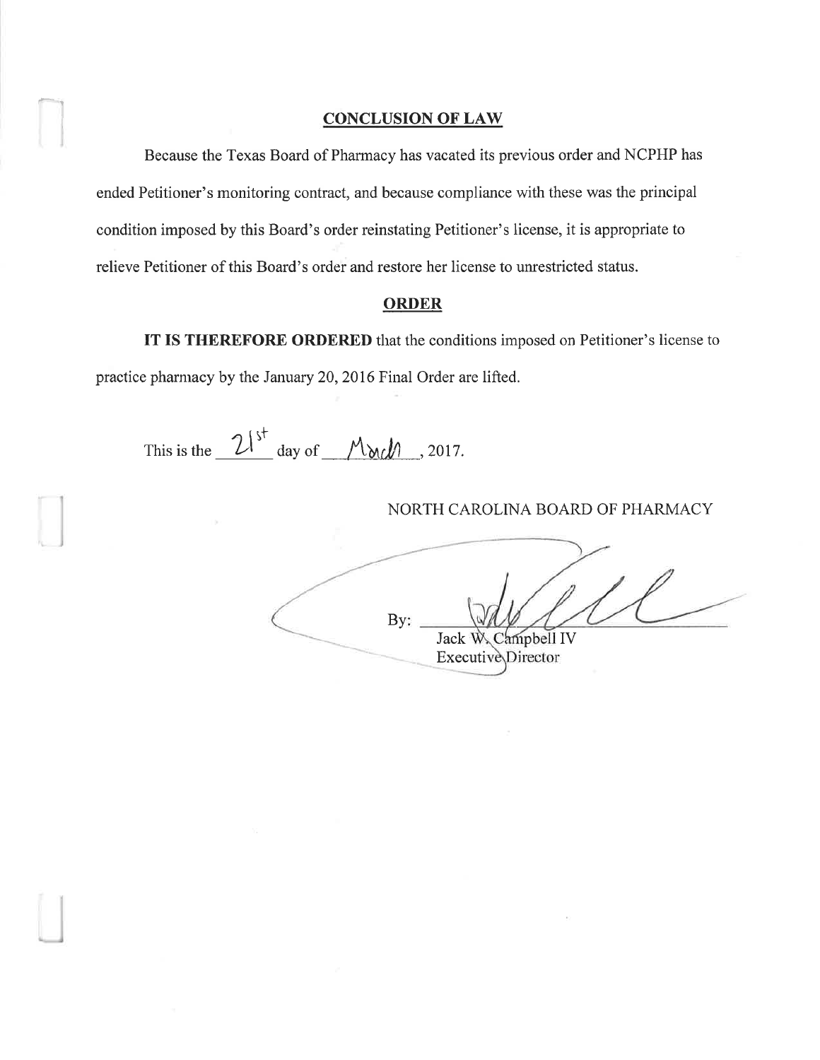## CONCLUSION OF LAW

Because the Texas Board of Pharmacy has vacated its previous order and NCPHP has ended Petitioner's monitoring contract, and because compliance with these was the principal condition imposed by this Board's order reinstating Petitioner's license, it is appropriate to relieve Petitioner of this Board's order and restore her license to unrestricted status.

## ORDER

**IT IS THEREFORE ORDERED** that the conditions imposed on Petitioner's license to practice pharmacy by the January 20, 2016 Final Order are lifted.

This is the 21st day of March, 2017.

NORTH CAROLINA BOARD OF PHARMACY

By: ______________________

Jack W. Campbell IV
Executive Director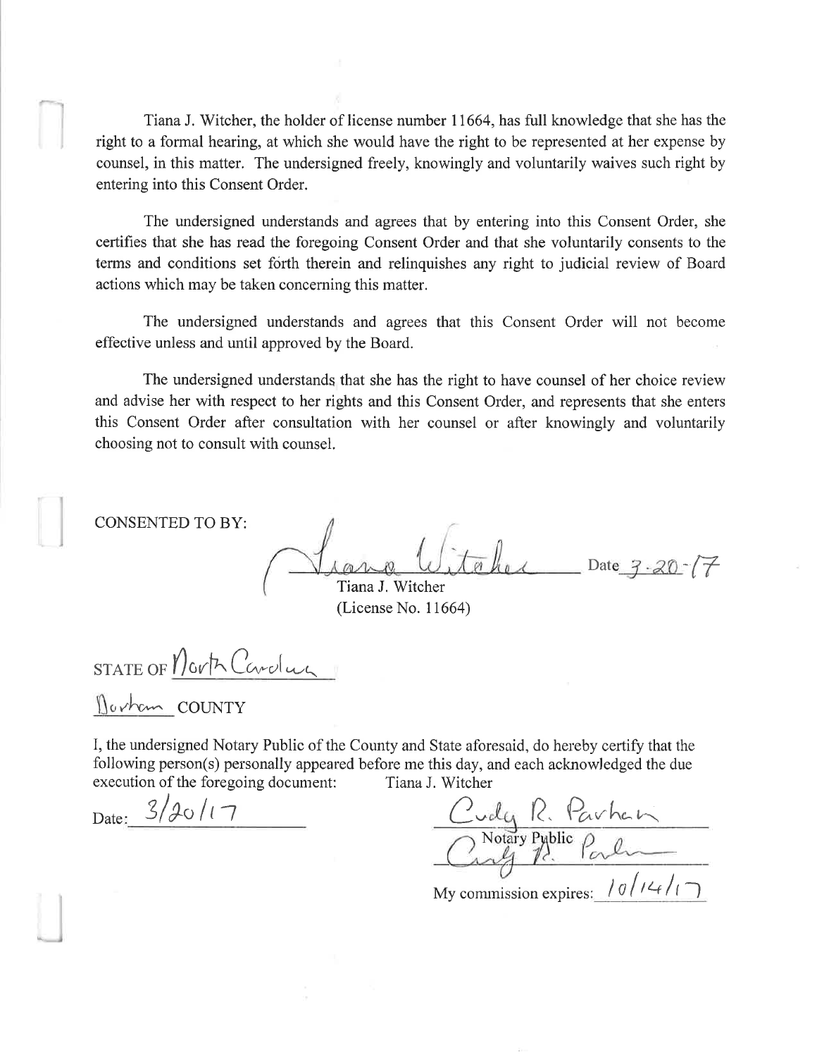Tiana J. Witcher, the holder of license number 11664, has full knowledge that she has the right to a formal hearing, at which she would have the right to be represented at her expense by counsel, in this matter. The undersigned freely, knowingly and voluntarily waives such right by entering into this Consent Order.

The undersigned understands and agrees that by entering into this Consent Order, she certifies that she has read the foregoing Consent Order and that she voluntarily consents to the terms and conditions set forth therein and relinquishes any right to judicial review of Board actions which may be taken concerning this matter.

The undersigned understands and agrees that this Consent Order will not become effective unless and until approved by the Board.

The undersigned understands that she has the right to have counsel of her choice review and advise her with respect to her rights and this Consent Order, and represents that she enters this Consent Order after consultation with her counsel or after knowingly and voluntarily choosing not to consult with counsel.

CONSENTED TO BY:

Tiana Witcher Date 3-20-17

Tiana J. Witcher
(License No. 11664)

STATE OF North Carolina

Durham COUNTY

I, the undersigned Notary Public of the County and State aforesaid, do hereby certify that the following person(s) personally appeared before me this day, and each acknowledged the due execution of the foregoing document: Tiana J. Witcher

Date: 3/20/17

Cindy R. Parham

Notary Public

My commission expires: 10/14/17